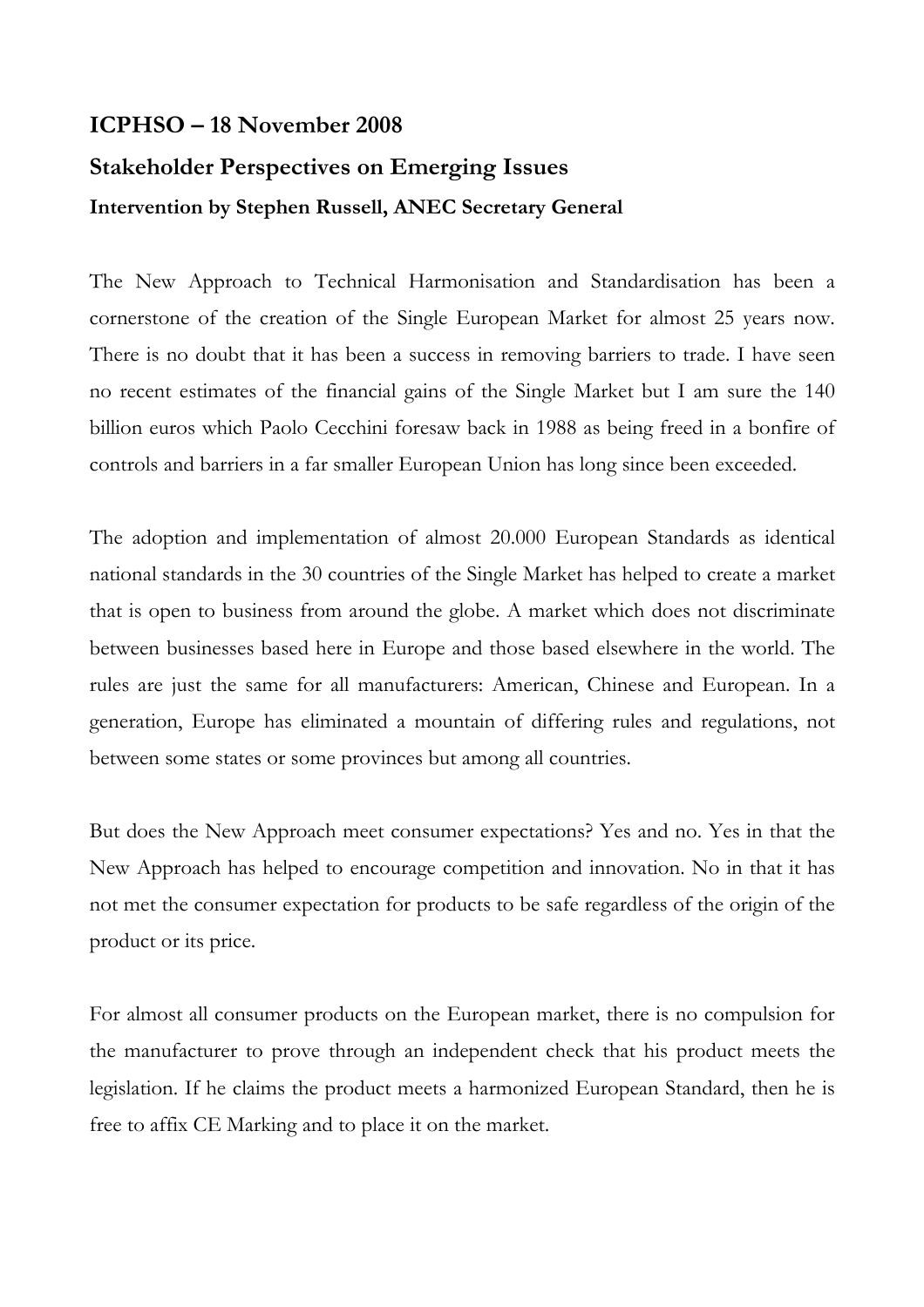**ICPHSO – 18 November 2008**

**Stakeholder Perspectives on Emerging Issues**

**Intervention by Stephen Russell, ANEC Secretary General**

The New Approach to Technical Harmonisation and Standardisation has been a cornerstone of the creation of the Single European Market for almost 25 years now. There is no doubt that it has been a success in removing barriers to trade. I have seen no recent estimates of the financial gains of the Single Market but I am sure the 140 billion euros which Paolo Cecchini foresaw back in 1988 as being freed in a bonfire of controls and barriers in a far smaller European Union has long since been exceeded.

The adoption and implementation of almost 20.000 European Standards as identical national standards in the 30 countries of the Single Market has helped to create a market that is open to business from around the globe. A market which does not discriminate between businesses based here in Europe and those based elsewhere in the world. The rules are just the same for all manufacturers: American, Chinese and European. In a generation, Europe has eliminated a mountain of differing rules and regulations, not between some states or some provinces but among all countries.

But does the New Approach meet consumer expectations? Yes and no. Yes in that the New Approach has helped to encourage competition and innovation. No in that it has not met the consumer expectation for products to be safe regardless of the origin of the product or its price.

For almost all consumer products on the European market, there is no compulsion for the manufacturer to prove through an independent check that his product meets the legislation. If he claims the product meets a harmonized European Standard, then he is free to affix CE Marking and to place it on the market.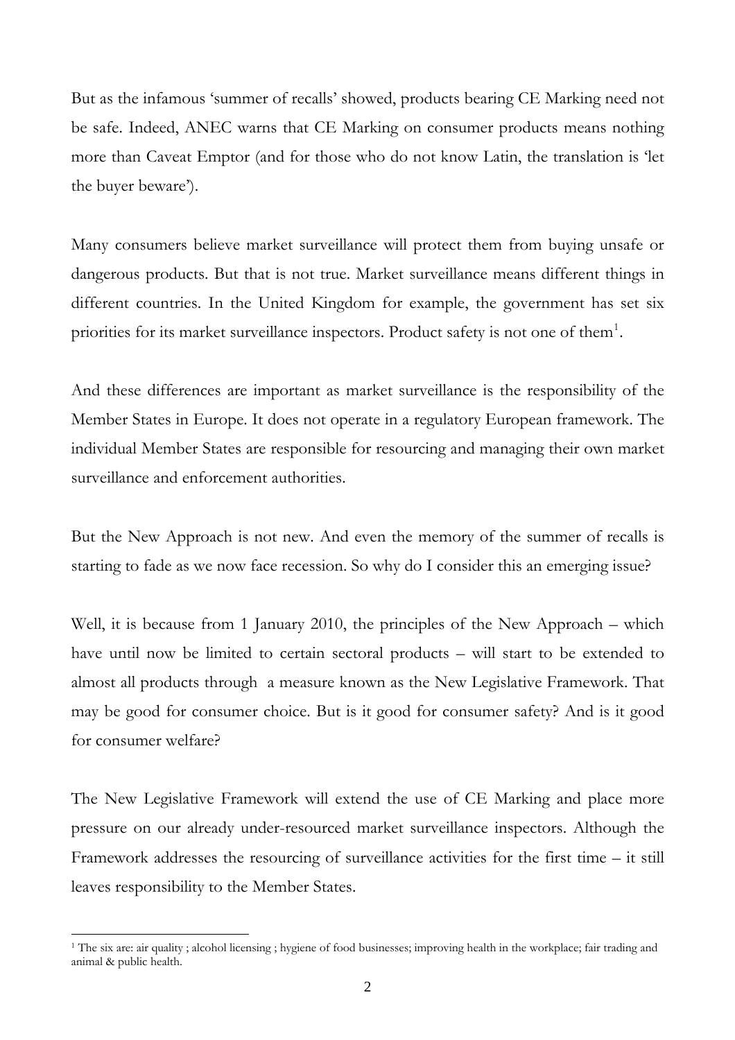But as the infamous 'summer of recalls' showed, products bearing CE Marking need not be safe. Indeed, ANEC warns that CE Marking on consumer products means nothing more than Caveat Emptor (and for those who do not know Latin, the translation is 'let the buyer beware').

Many consumers believe market surveillance will protect them from buying unsafe or dangerous products. But that is not true. Market surveillance means different things in different countries. In the United Kingdom for example, the government has set six priorities for its market surveillance inspectors. Product safety is not one of them[1].

And these differences are important as market surveillance is the responsibility of the Member States in Europe. It does not operate in a regulatory European framework. The individual Member States are responsible for resourcing and managing their own market surveillance and enforcement authorities.

But the New Approach is not new. And even the memory of the summer of recalls is starting to fade as we now face recession. So why do I consider this an emerging issue?

Well, it is because from 1 January 2010, the principles of the New Approach – which have until now be limited to certain sectoral products – will start to be extended to almost all products through a measure known as the New Legislative Framework. That may be good for consumer choice. But is it good for consumer safety? And is it good for consumer welfare?

The New Legislative Framework will extend the use of CE Marking and place more pressure on our already under-resourced market surveillance inspectors. Although the Framework addresses the resourcing of surveillance activities for the first time – it still leaves responsibility to the Member States.

---

[1] The six are: air quality ; alcohol licensing ; hygiene of food businesses; improving health in the workplace; fair trading and animal & public health.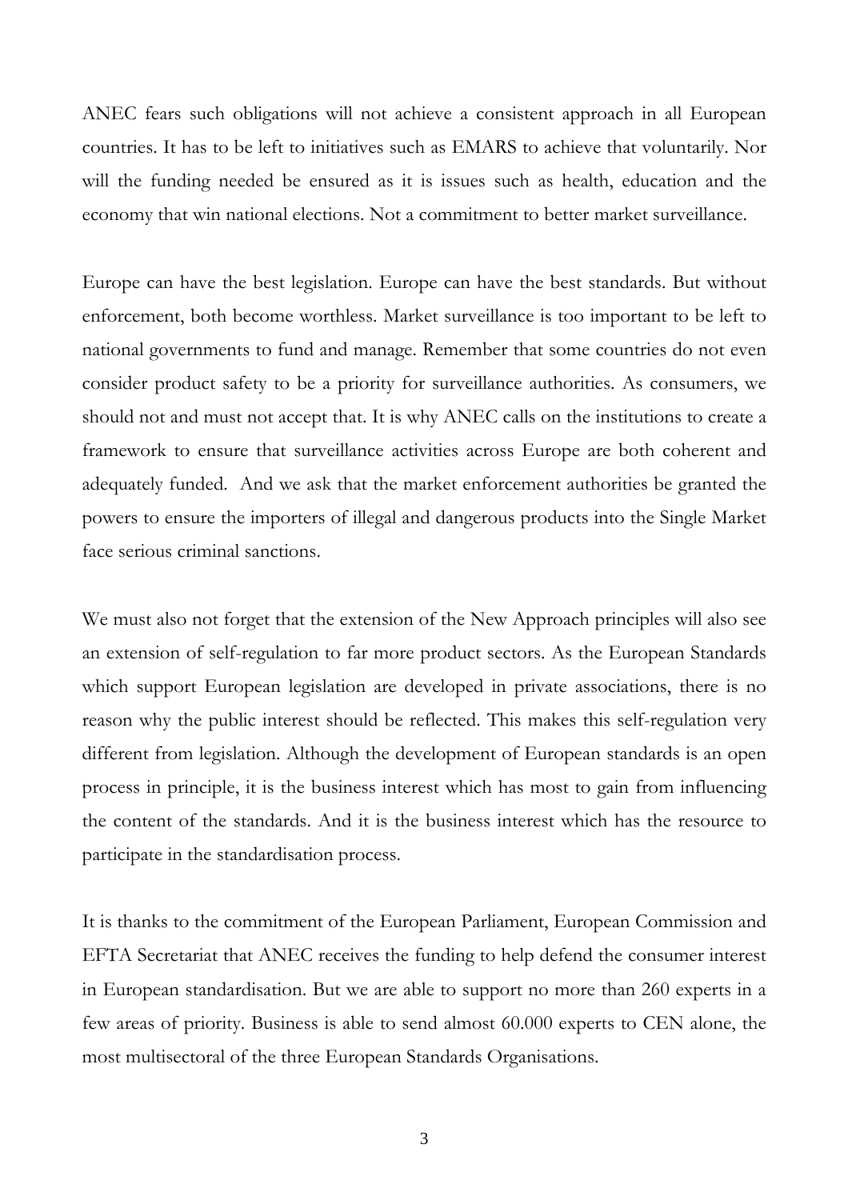ANEC fears such obligations will not achieve a consistent approach in all European countries. It has to be left to initiatives such as EMARS to achieve that voluntarily. Nor will the funding needed be ensured as it is issues such as health, education and the economy that win national elections. Not a commitment to better market surveillance.

Europe can have the best legislation. Europe can have the best standards. But without enforcement, both become worthless. Market surveillance is too important to be left to national governments to fund and manage. Remember that some countries do not even consider product safety to be a priority for surveillance authorities. As consumers, we should not and must not accept that. It is why ANEC calls on the institutions to create a framework to ensure that surveillance activities across Europe are both coherent and adequately funded. And we ask that the market enforcement authorities be granted the powers to ensure the importers of illegal and dangerous products into the Single Market face serious criminal sanctions.

We must also not forget that the extension of the New Approach principles will also see an extension of self-regulation to far more product sectors. As the European Standards which support European legislation are developed in private associations, there is no reason why the public interest should be reflected. This makes this self-regulation very different from legislation. Although the development of European standards is an open process in principle, it is the business interest which has most to gain from influencing the content of the standards. And it is the business interest which has the resource to participate in the standardisation process.

It is thanks to the commitment of the European Parliament, European Commission and EFTA Secretariat that ANEC receives the funding to help defend the consumer interest in European standardisation. But we are able to support no more than 260 experts in a few areas of priority. Business is able to send almost 60.000 experts to CEN alone, the most multisectoral of the three European Standards Organisations.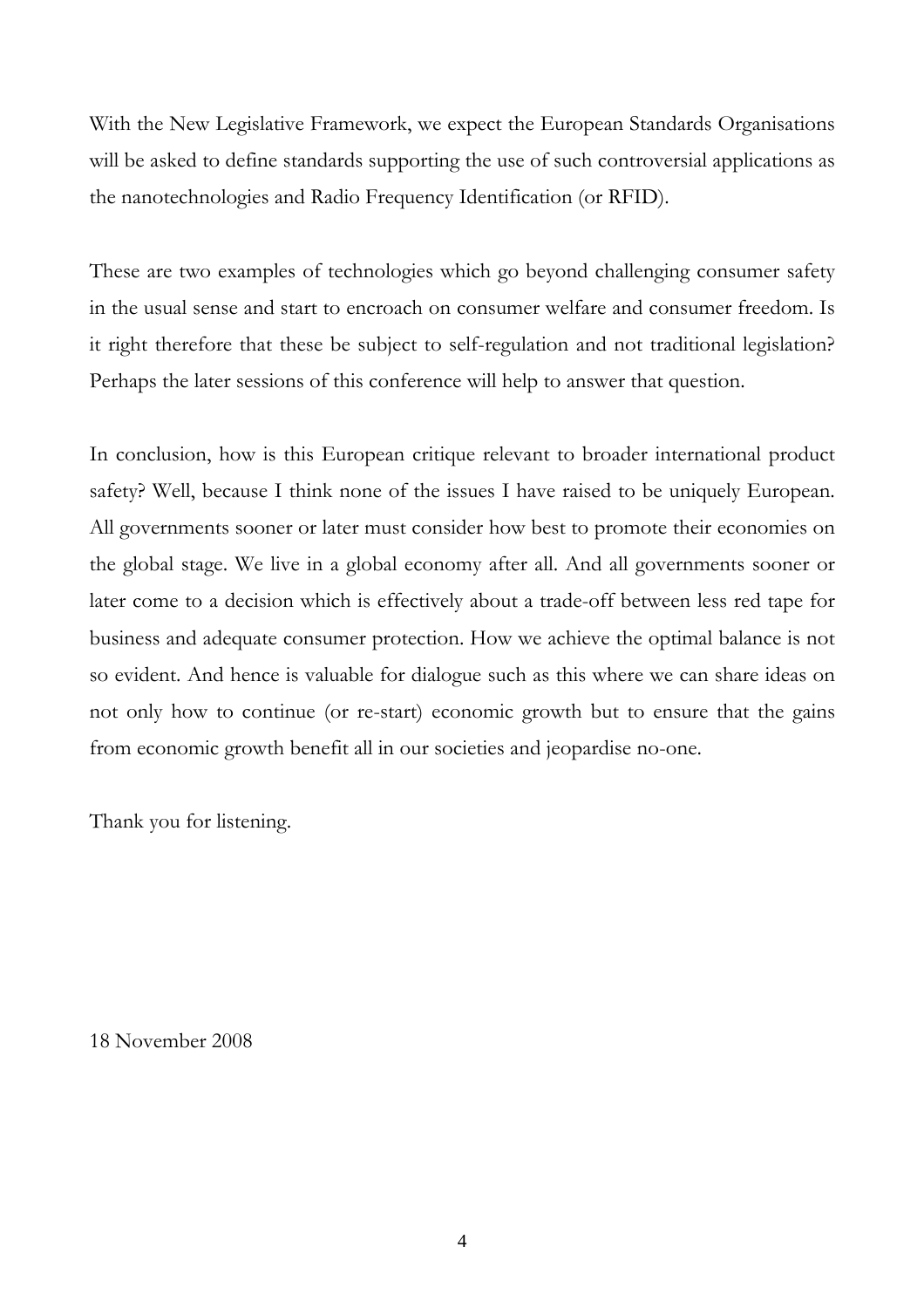With the New Legislative Framework, we expect the European Standards Organisations will be asked to define standards supporting the use of such controversial applications as the nanotechnologies and Radio Frequency Identification (or RFID).

These are two examples of technologies which go beyond challenging consumer safety in the usual sense and start to encroach on consumer welfare and consumer freedom. Is it right therefore that these be subject to self-regulation and not traditional legislation? Perhaps the later sessions of this conference will help to answer that question.

In conclusion, how is this European critique relevant to broader international product safety? Well, because I think none of the issues I have raised to be uniquely European. All governments sooner or later must consider how best to promote their economies on the global stage. We live in a global economy after all. And all governments sooner or later come to a decision which is effectively about a trade-off between less red tape for business and adequate consumer protection. How we achieve the optimal balance is not so evident. And hence is valuable for dialogue such as this where we can share ideas on not only how to continue (or re-start) economic growth but to ensure that the gains from economic growth benefit all in our societies and jeopardise no-one.

Thank you for listening.

18 November 2008